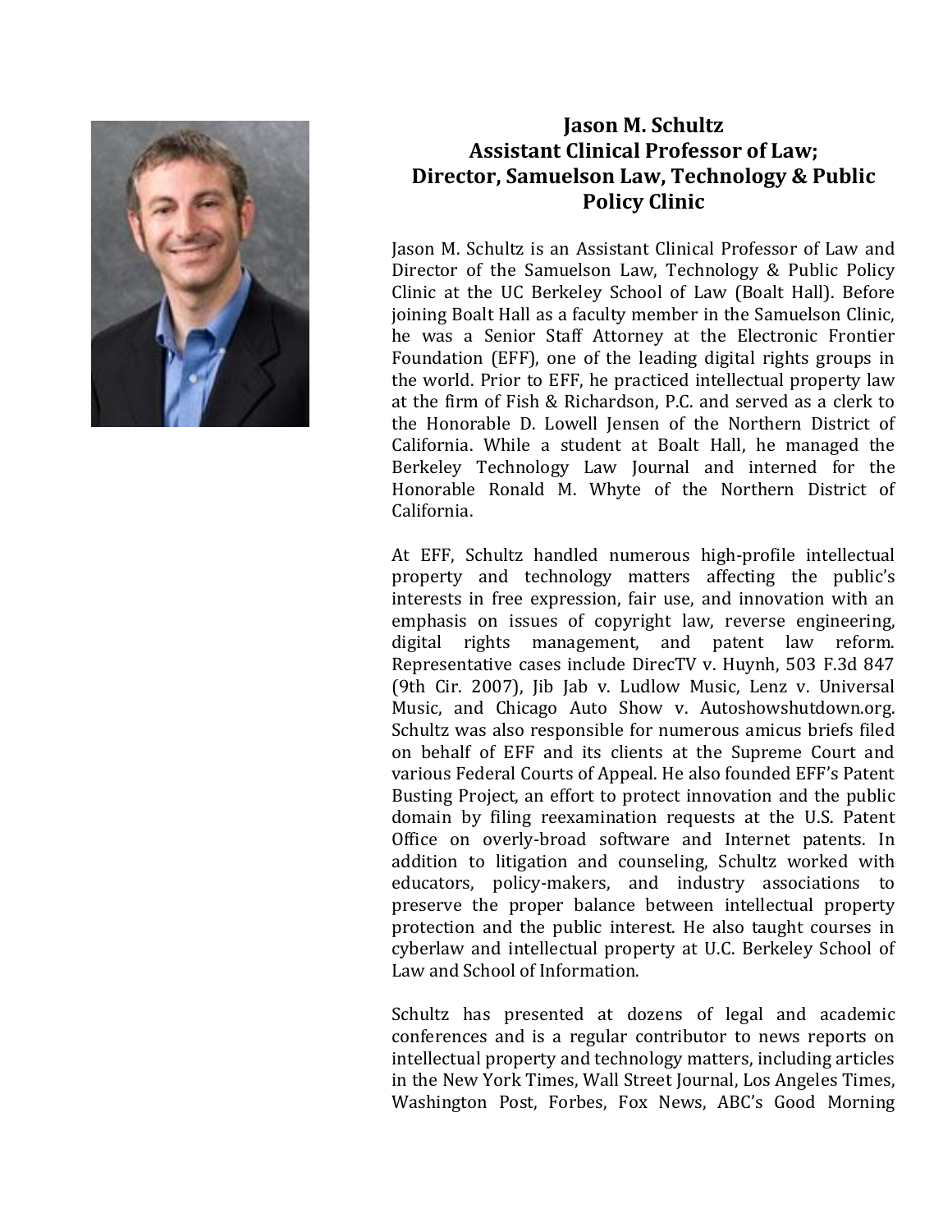# Jason M. Schultz
## Assistant Clinical Professor of Law; Director, Samuelson Law, Technology & Public Policy Clinic

Jason M. Schultz is an Assistant Clinical Professor of Law and Director of the Samuelson Law, Technology & Public Policy Clinic at the UC Berkeley School of Law (Boalt Hall). Before joining Boalt Hall as a faculty member in the Samuelson Clinic, he was a Senior Staff Attorney at the Electronic Frontier Foundation (EFF), one of the leading digital rights groups in the world. Prior to EFF, he practiced intellectual property law at the firm of Fish & Richardson, P.C. and served as a clerk to the Honorable D. Lowell Jensen of the Northern District of California. While a student at Boalt Hall, he managed the Berkeley Technology Law Journal and interned for the Honorable Ronald M. Whyte of the Northern District of California.

At EFF, Schultz handled numerous high-profile intellectual property and technology matters affecting the public's interests in free expression, fair use, and innovation with an emphasis on issues of copyright law, reverse engineering, digital rights management, and patent law reform. Representative cases include DirecTV v. Huynh, 503 F.3d 847 (9th Cir. 2007), Jib Jab v. Ludlow Music, Lenz v. Universal Music, and Chicago Auto Show v. Autoshowshutdown.org. Schultz was also responsible for numerous amicus briefs filed on behalf of EFF and its clients at the Supreme Court and various Federal Courts of Appeal. He also founded EFF's Patent Busting Project, an effort to protect innovation and the public domain by filing reexamination requests at the U.S. Patent Office on overly-broad software and Internet patents. In addition to litigation and counseling, Schultz worked with educators, policy-makers, and industry associations to preserve the proper balance between intellectual property protection and the public interest. He also taught courses in cyberlaw and intellectual property at U.C. Berkeley School of Law and School of Information.

Schultz has presented at dozens of legal and academic conferences and is a regular contributor to news reports on intellectual property and technology matters, including articles in the New York Times, Wall Street Journal, Los Angeles Times, Washington Post, Forbes, Fox News, ABC's Good Morning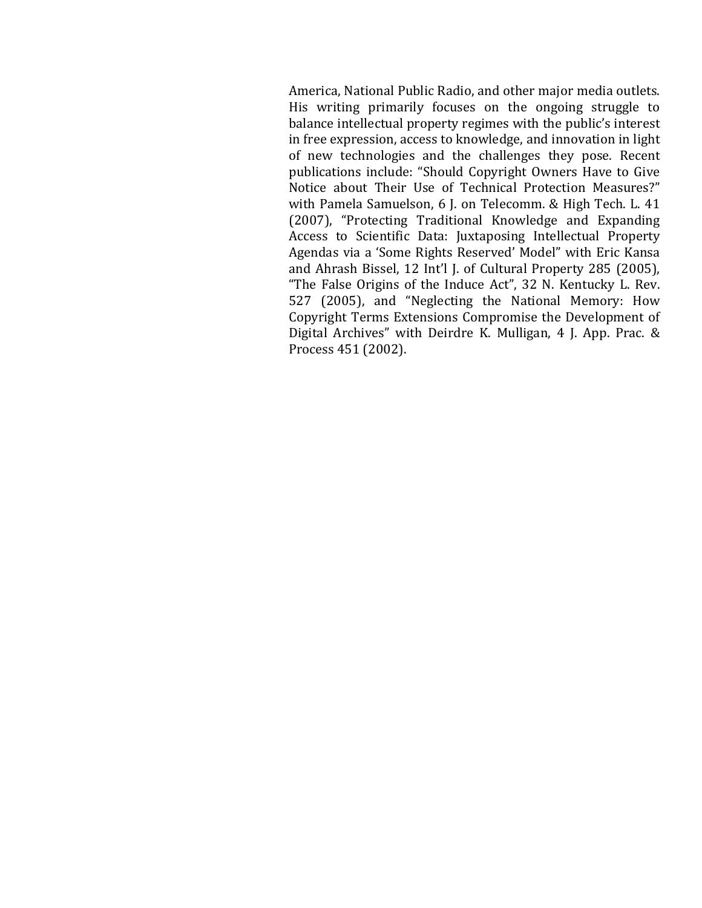America, National Public Radio, and other major media outlets. His writing primarily focuses on the ongoing struggle to balance intellectual property regimes with the public's interest in free expression, access to knowledge, and innovation in light of new technologies and the challenges they pose. Recent publications include: "Should Copyright Owners Have to Give Notice about Their Use of Technical Protection Measures?" with Pamela Samuelson, 6 J. on Telecomm. & High Tech. L. 41 (2007), "Protecting Traditional Knowledge and Expanding Access to Scientific Data: Juxtaposing Intellectual Property Agendas via a 'Some Rights Reserved' Model" with Eric Kansa and Ahrash Bissel, 12 Int'l J. of Cultural Property 285 (2005), "The False Origins of the Induce Act", 32 N. Kentucky L. Rev. 527 (2005), and "Neglecting the National Memory: How Copyright Terms Extensions Compromise the Development of Digital Archives" with Deirdre K. Mulligan, 4 J. App. Prac. & Process 451 (2002).